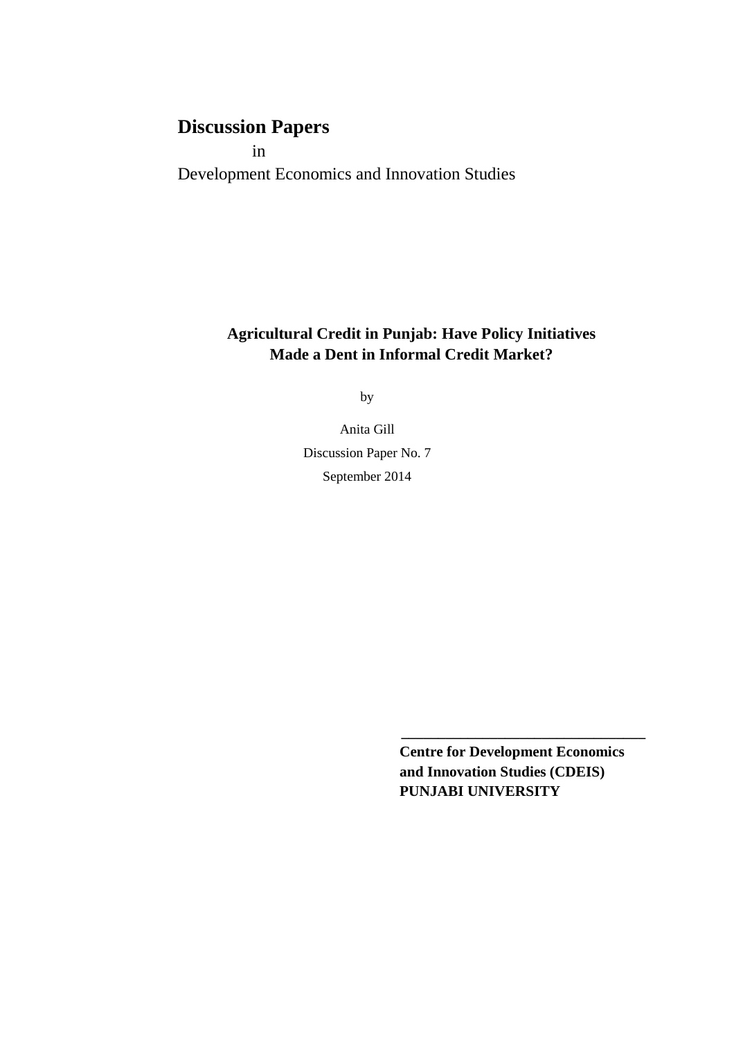**Discussion Papers**

in

Development Economics and Innovation Studies

# Agricultural Credit in Punjab: Have Policy Initiatives Made a Dent in Informal Credit Market?

by

Anita Gill

Discussion Paper No. 7

September 2014

---

**Centre for Development Economics and Innovation Studies (CDEIS)**
**PUNJABI UNIVERSITY**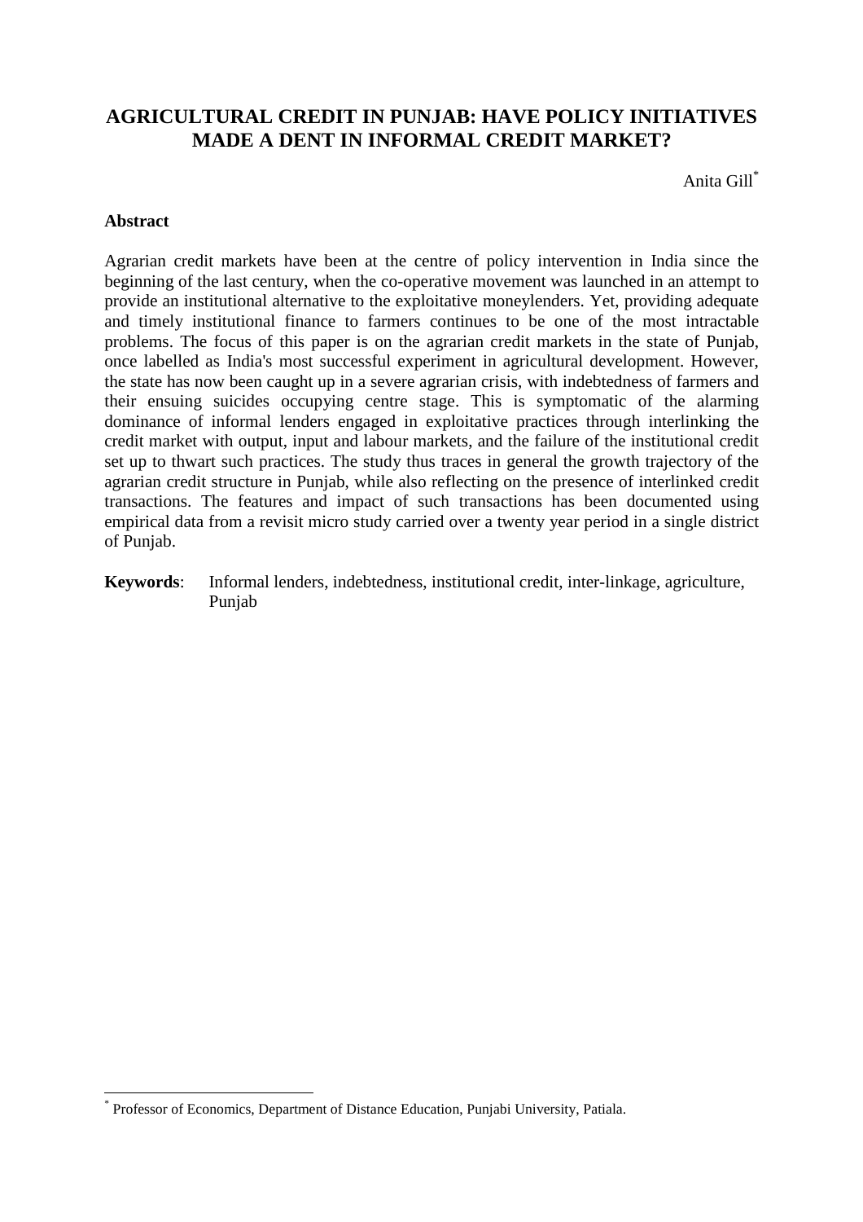# AGRICULTURAL CREDIT IN PUNJAB: HAVE POLICY INITIATIVES MADE A DENT IN INFORMAL CREDIT MARKET?

Anita Gill[*]

### Abstract

Agrarian credit markets have been at the centre of policy intervention in India since the beginning of the last century, when the co-operative movement was launched in an attempt to provide an institutional alternative to the exploitative moneylenders. Yet, providing adequate and timely institutional finance to farmers continues to be one of the most intractable problems. The focus of this paper is on the agrarian credit markets in the state of Punjab, once labelled as India's most successful experiment in agricultural development. However, the state has now been caught up in a severe agrarian crisis, with indebtedness of farmers and their ensuing suicides occupying centre stage. This is symptomatic of the alarming dominance of informal lenders engaged in exploitative practices through interlinking the credit market with output, input and labour markets, and the failure of the institutional credit set up to thwart such practices. The study thus traces in general the growth trajectory of the agrarian credit structure in Punjab, while also reflecting on the presence of interlinked credit transactions. The features and impact of such transactions has been documented using empirical data from a revisit micro study carried over a twenty year period in a single district of Punjab.

**Keywords**: Informal lenders, indebtedness, institutional credit, inter-linkage, agriculture, Punjab

---

[*] Professor of Economics, Department of Distance Education, Punjabi University, Patiala.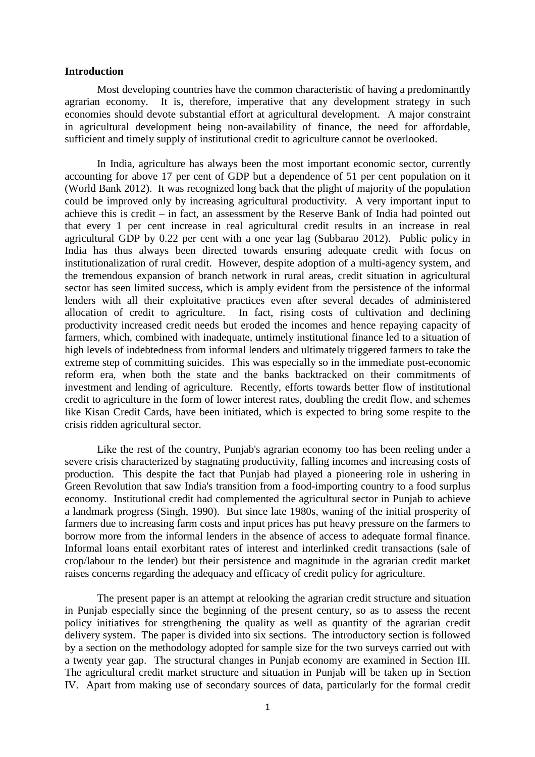**Introduction**

Most developing countries have the common characteristic of having a predominantly agrarian economy. It is, therefore, imperative that any development strategy in such economies should devote substantial effort at agricultural development. A major constraint in agricultural development being non-availability of finance, the need for affordable, sufficient and timely supply of institutional credit to agriculture cannot be overlooked.

In India, agriculture has always been the most important economic sector, currently accounting for above 17 per cent of GDP but a dependence of 51 per cent population on it (World Bank 2012). It was recognized long back that the plight of majority of the population could be improved only by increasing agricultural productivity. A very important input to achieve this is credit – in fact, an assessment by the Reserve Bank of India had pointed out that every 1 per cent increase in real agricultural credit results in an increase in real agricultural GDP by 0.22 per cent with a one year lag (Subbarao 2012). Public policy in India has thus always been directed towards ensuring adequate credit with focus on institutionalization of rural credit. However, despite adoption of a multi-agency system, and the tremendous expansion of branch network in rural areas, credit situation in agricultural sector has seen limited success, which is amply evident from the persistence of the informal lenders with all their exploitative practices even after several decades of administered allocation of credit to agriculture. In fact, rising costs of cultivation and declining productivity increased credit needs but eroded the incomes and hence repaying capacity of farmers, which, combined with inadequate, untimely institutional finance led to a situation of high levels of indebtedness from informal lenders and ultimately triggered farmers to take the extreme step of committing suicides. This was especially so in the immediate post-economic reform era, when both the state and the banks backtracked on their commitments of investment and lending of agriculture. Recently, efforts towards better flow of institutional credit to agriculture in the form of lower interest rates, doubling the credit flow, and schemes like Kisan Credit Cards, have been initiated, which is expected to bring some respite to the crisis ridden agricultural sector.

Like the rest of the country, Punjab's agrarian economy too has been reeling under a severe crisis characterized by stagnating productivity, falling incomes and increasing costs of production. This despite the fact that Punjab had played a pioneering role in ushering in Green Revolution that saw India's transition from a food-importing country to a food surplus economy. Institutional credit had complemented the agricultural sector in Punjab to achieve a landmark progress (Singh, 1990). But since late 1980s, waning of the initial prosperity of farmers due to increasing farm costs and input prices has put heavy pressure on the farmers to borrow more from the informal lenders in the absence of access to adequate formal finance. Informal loans entail exorbitant rates of interest and interlinked credit transactions (sale of crop/labour to the lender) but their persistence and magnitude in the agrarian credit market raises concerns regarding the adequacy and efficacy of credit policy for agriculture.

The present paper is an attempt at relooking the agrarian credit structure and situation in Punjab especially since the beginning of the present century, so as to assess the recent policy initiatives for strengthening the quality as well as quantity of the agrarian credit delivery system. The paper is divided into six sections. The introductory section is followed by a section on the methodology adopted for sample size for the two surveys carried out with a twenty year gap. The structural changes in Punjab economy are examined in Section III. The agricultural credit market structure and situation in Punjab will be taken up in Section IV. Apart from making use of secondary sources of data, particularly for the formal credit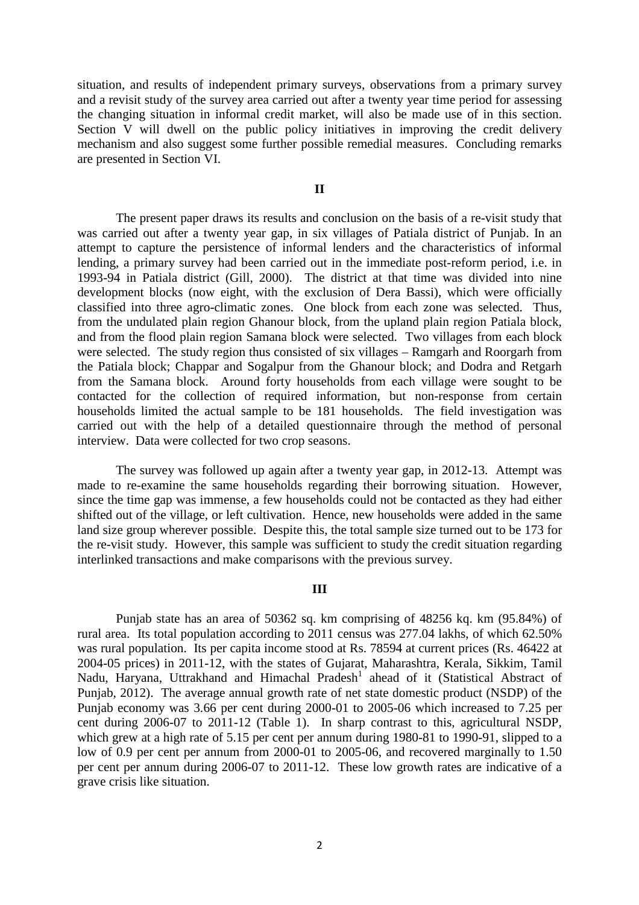situation, and results of independent primary surveys, observations from a primary survey and a revisit study of the survey area carried out after a twenty year time period for assessing the changing situation in informal credit market, will also be made use of in this section. Section V will dwell on the public policy initiatives in improving the credit delivery mechanism and also suggest some further possible remedial measures. Concluding remarks are presented in Section VI.

## II

The present paper draws its results and conclusion on the basis of a re-visit study that was carried out after a twenty year gap, in six villages of Patiala district of Punjab. In an attempt to capture the persistence of informal lenders and the characteristics of informal lending, a primary survey had been carried out in the immediate post-reform period, i.e. in 1993-94 in Patiala district (Gill, 2000). The district at that time was divided into nine development blocks (now eight, with the exclusion of Dera Bassi), which were officially classified into three agro-climatic zones. One block from each zone was selected. Thus, from the undulated plain region Ghanour block, from the upland plain region Patiala block, and from the flood plain region Samana block were selected. Two villages from each block were selected. The study region thus consisted of six villages – Ramgarh and Roorgarh from the Patiala block; Chappar and Sogalpur from the Ghanour block; and Dodra and Retgarh from the Samana block. Around forty households from each village were sought to be contacted for the collection of required information, but non-response from certain households limited the actual sample to be 181 households. The field investigation was carried out with the help of a detailed questionnaire through the method of personal interview. Data were collected for two crop seasons.

The survey was followed up again after a twenty year gap, in 2012-13. Attempt was made to re-examine the same households regarding their borrowing situation. However, since the time gap was immense, a few households could not be contacted as they had either shifted out of the village, or left cultivation. Hence, new households were added in the same land size group wherever possible. Despite this, the total sample size turned out to be 173 for the re-visit study. However, this sample was sufficient to study the credit situation regarding interlinked transactions and make comparisons with the previous survey.

## III

Punjab state has an area of 50362 sq. km comprising of 48256 kq. km (95.84%) of rural area. Its total population according to 2011 census was 277.04 lakhs, of which 62.50% was rural population. Its per capita income stood at Rs. 78594 at current prices (Rs. 46422 at 2004-05 prices) in 2011-12, with the states of Gujarat, Maharashtra, Kerala, Sikkim, Tamil Nadu, Haryana, Uttrakhand and Himachal Pradesh[1] ahead of it (Statistical Abstract of Punjab, 2012). The average annual growth rate of net state domestic product (NSDP) of the Punjab economy was 3.66 per cent during 2000-01 to 2005-06 which increased to 7.25 per cent during 2006-07 to 2011-12 (Table 1). In sharp contrast to this, agricultural NSDP, which grew at a high rate of 5.15 per cent per annum during 1980-81 to 1990-91, slipped to a low of 0.9 per cent per annum from 2000-01 to 2005-06, and recovered marginally to 1.50 per cent per annum during 2006-07 to 2011-12. These low growth rates are indicative of a grave crisis like situation.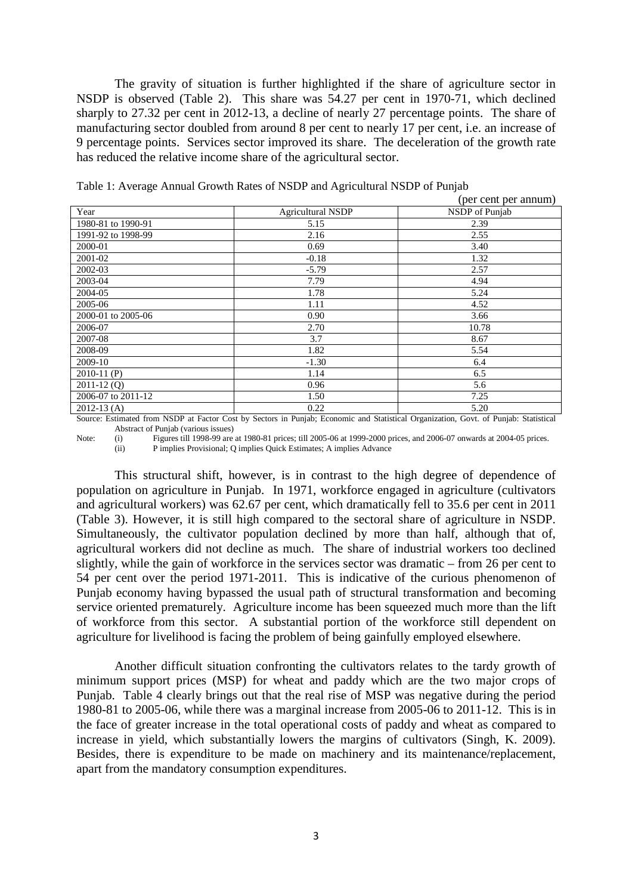The gravity of situation is further highlighted if the share of agriculture sector in NSDP is observed (Table 2). This share was 54.27 per cent in 1970-71, which declined sharply to 27.32 per cent in 2012-13, a decline of nearly 27 percentage points. The share of manufacturing sector doubled from around 8 per cent to nearly 17 per cent, i.e. an increase of 9 percentage points. Services sector improved its share. The deceleration of the growth rate has reduced the relative income share of the agricultural sector.

Table 1: Average Annual Growth Rates of NSDP and Agricultural NSDP of Punjab

(per cent per annum)

| Year | Agricultural NSDP | NSDP of Punjab |
|---|---|---|
| 1980-81 to 1990-91 | 5.15 | 2.39 |
| 1991-92 to 1998-99 | 2.16 | 2.55 |
| 2000-01 | 0.69 | 3.40 |
| 2001-02 | -0.18 | 1.32 |
| 2002-03 | -5.79 | 2.57 |
| 2003-04 | 7.79 | 4.94 |
| 2004-05 | 1.78 | 5.24 |
| 2005-06 | 1.11 | 4.52 |
| 2000-01 to 2005-06 | 0.90 | 3.66 |
| 2006-07 | 2.70 | 10.78 |
| 2007-08 | 3.7 | 8.67 |
| 2008-09 | 1.82 | 5.54 |
| 2009-10 | -1.30 | 6.4 |
| 2010-11 (P) | 1.14 | 6.5 |
| 2011-12 (Q) | 0.96 | 5.6 |
| 2006-07 to 2011-12 | 1.50 | 7.25 |
| 2012-13 (A) | 0.22 | 5.20 |

Source: Estimated from NSDP at Factor Cost by Sectors in Punjab; Economic and Statistical Organization, Govt. of Punjab: Statistical Abstract of Punjab (various issues)

Note: (i) Figures till 1998-99 are at 1980-81 prices; till 2005-06 at 1999-2000 prices, and 2006-07 onwards at 2004-05 prices.
(ii) P implies Provisional; Q implies Quick Estimates; A implies Advance

This structural shift, however, is in contrast to the high degree of dependence of population on agriculture in Punjab. In 1971, workforce engaged in agriculture (cultivators and agricultural workers) was 62.67 per cent, which dramatically fell to 35.6 per cent in 2011 (Table 3). However, it is still high compared to the sectoral share of agriculture in NSDP. Simultaneously, the cultivator population declined by more than half, although that of, agricultural workers did not decline as much. The share of industrial workers too declined slightly, while the gain of workforce in the services sector was dramatic – from 26 per cent to 54 per cent over the period 1971-2011. This is indicative of the curious phenomenon of Punjab economy having bypassed the usual path of structural transformation and becoming service oriented prematurely. Agriculture income has been squeezed much more than the lift of workforce from this sector. A substantial portion of the workforce still dependent on agriculture for livelihood is facing the problem of being gainfully employed elsewhere.

Another difficult situation confronting the cultivators relates to the tardy growth of minimum support prices (MSP) for wheat and paddy which are the two major crops of Punjab. Table 4 clearly brings out that the real rise of MSP was negative during the period 1980-81 to 2005-06, while there was a marginal increase from 2005-06 to 2011-12. This is in the face of greater increase in the total operational costs of paddy and wheat as compared to increase in yield, which substantially lowers the margins of cultivators (Singh, K. 2009). Besides, there is expenditure to be made on machinery and its maintenance/replacement, apart from the mandatory consumption expenditures.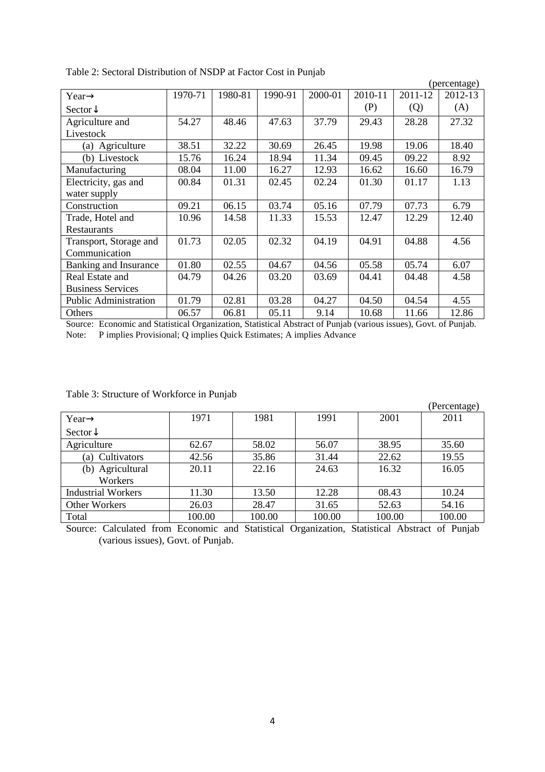Table 2: Sectoral Distribution of NSDP at Factor Cost in Punjab

(percentage)

| Year→<br>Sector↓ | 1970-71 | 1980-81 | 1990-91 | 2000-01 | 2010-11<br>(P) | 2011-12<br>(Q) | 2012-13<br>(A) |
|---|---|---|---|---|---|---|---|
| Agriculture and Livestock | 54.27 | 48.46 | 47.63 | 37.79 | 29.43 | 28.28 | 27.32 |
| (a) Agriculture | 38.51 | 32.22 | 30.69 | 26.45 | 19.98 | 19.06 | 18.40 |
| (b) Livestock | 15.76 | 16.24 | 18.94 | 11.34 | 09.45 | 09.22 | 8.92 |
| Manufacturing | 08.04 | 11.00 | 16.27 | 12.93 | 16.62 | 16.60 | 16.79 |
| Electricity, gas and water supply | 00.84 | 01.31 | 02.45 | 02.24 | 01.30 | 01.17 | 1.13 |
| Construction | 09.21 | 06.15 | 03.74 | 05.16 | 07.79 | 07.73 | 6.79 |
| Trade, Hotel and Restaurants | 10.96 | 14.58 | 11.33 | 15.53 | 12.47 | 12.29 | 12.40 |
| Transport, Storage and Communication | 01.73 | 02.05 | 02.32 | 04.19 | 04.91 | 04.88 | 4.56 |
| Banking and Insurance | 01.80 | 02.55 | 04.67 | 04.56 | 05.58 | 05.74 | 6.07 |
| Real Estate and Business Services | 04.79 | 04.26 | 03.20 | 03.69 | 04.41 | 04.48 | 4.58 |
| Public Administration | 01.79 | 02.81 | 03.28 | 04.27 | 04.50 | 04.54 | 4.55 |
| Others | 06.57 | 06.81 | 05.11 | 9.14 | 10.68 | 11.66 | 12.86 |

Source: Economic and Statistical Organization, Statistical Abstract of Punjab (various issues), Govt. of Punjab.
Note: P implies Provisional; Q implies Quick Estimates; A implies Advance

Table 3: Structure of Workforce in Punjab

(Percentage)

| Year→<br>Sector↓ | 1971 | 1981 | 1991 | 2001 | 2011 |
|---|---|---|---|---|---|
| Agriculture | 62.67 | 58.02 | 56.07 | 38.95 | 35.60 |
| (a) Cultivators | 42.56 | 35.86 | 31.44 | 22.62 | 19.55 |
| (b) Agricultural Workers | 20.11 | 22.16 | 24.63 | 16.32 | 16.05 |
| Industrial Workers | 11.30 | 13.50 | 12.28 | 08.43 | 10.24 |
| Other Workers | 26.03 | 28.47 | 31.65 | 52.63 | 54.16 |
| Total | 100.00 | 100.00 | 100.00 | 100.00 | 100.00 |

Source: Calculated from Economic and Statistical Organization, Statistical Abstract of Punjab (various issues), Govt. of Punjab.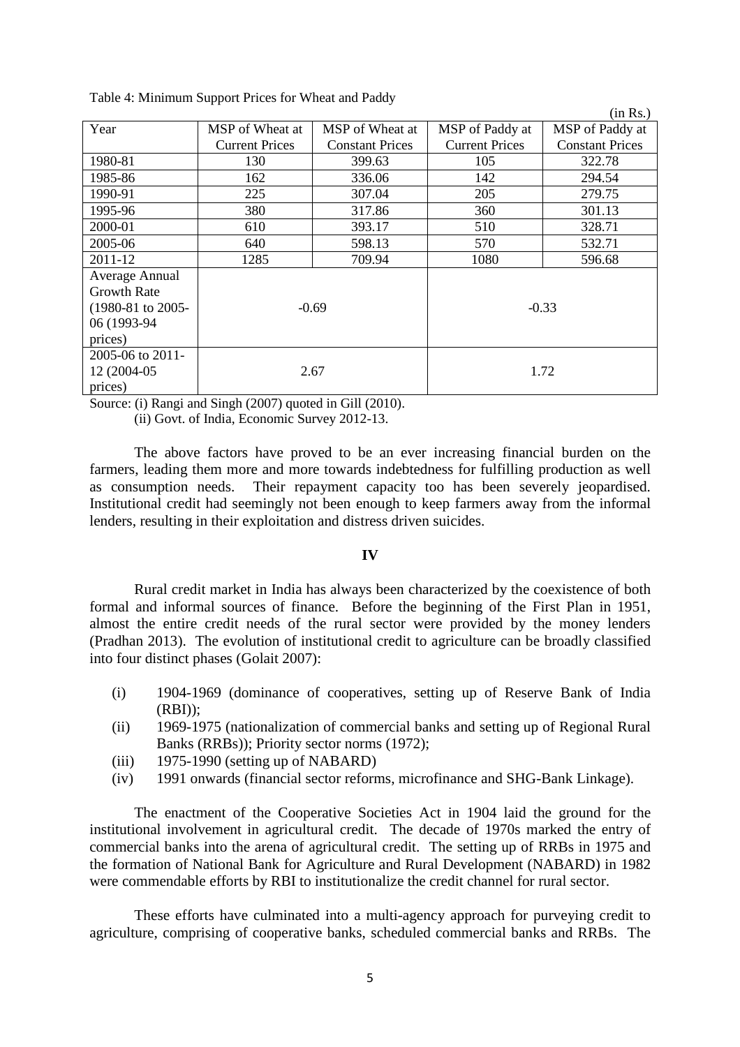Table 4: Minimum Support Prices for Wheat and Paddy

(in Rs.)

| Year | MSP of Wheat at Current Prices | MSP of Wheat at Constant Prices | MSP of Paddy at Current Prices | MSP of Paddy at Constant Prices |
|---|---|---|---|---|
| 1980-81 | 130 | 399.63 | 105 | 322.78 |
| 1985-86 | 162 | 336.06 | 142 | 294.54 |
| 1990-91 | 225 | 307.04 | 205 | 279.75 |
| 1995-96 | 380 | 317.86 | 360 | 301.13 |
| 2000-01 | 610 | 393.17 | 510 | 328.71 |
| 2005-06 | 640 | 598.13 | 570 | 532.71 |
| 2011-12 | 1285 | 709.94 | 1080 | 596.68 |
| Average Annual Growth Rate (1980-81 to 2005-06 (1993-94 prices) | -0.69 | | -0.33 | |
| 2005-06 to 2011-12 (2004-05 prices) | 2.67 | | 1.72 | |

Source: (i) Rangi and Singh (2007) quoted in Gill (2010).
(ii) Govt. of India, Economic Survey 2012-13.

The above factors have proved to be an ever increasing financial burden on the farmers, leading them more and more towards indebtedness for fulfilling production as well as consumption needs. Their repayment capacity too has been severely jeopardised. Institutional credit had seemingly not been enough to keep farmers away from the informal lenders, resulting in their exploitation and distress driven suicides.

## IV

Rural credit market in India has always been characterized by the coexistence of both formal and informal sources of finance. Before the beginning of the First Plan in 1951, almost the entire credit needs of the rural sector were provided by the money lenders (Pradhan 2013). The evolution of institutional credit to agriculture can be broadly classified into four distinct phases (Golait 2007):

(i) 1904-1969 (dominance of cooperatives, setting up of Reserve Bank of India (RBI));
(ii) 1969-1975 (nationalization of commercial banks and setting up of Regional Rural Banks (RRBs)); Priority sector norms (1972);
(iii) 1975-1990 (setting up of NABARD)
(iv) 1991 onwards (financial sector reforms, microfinance and SHG-Bank Linkage).

The enactment of the Cooperative Societies Act in 1904 laid the ground for the institutional involvement in agricultural credit. The decade of 1970s marked the entry of commercial banks into the arena of agricultural credit. The setting up of RRBs in 1975 and the formation of National Bank for Agriculture and Rural Development (NABARD) in 1982 were commendable efforts by RBI to institutionalize the credit channel for rural sector.

These efforts have culminated into a multi-agency approach for purveying credit to agriculture, comprising of cooperative banks, scheduled commercial banks and RRBs. The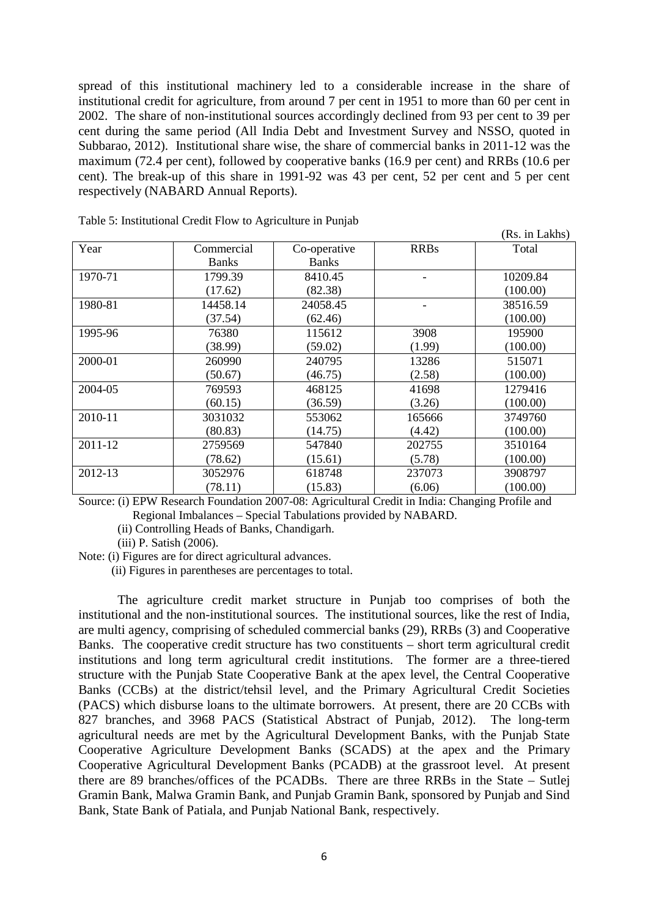spread of this institutional machinery led to a considerable increase in the share of institutional credit for agriculture, from around 7 per cent in 1951 to more than 60 per cent in 2002. The share of non-institutional sources accordingly declined from 93 per cent to 39 per cent during the same period (All India Debt and Investment Survey and NSSO, quoted in Subbarao, 2012). Institutional share wise, the share of commercial banks in 2011-12 was the maximum (72.4 per cent), followed by cooperative banks (16.9 per cent) and RRBs (10.6 per cent). The break-up of this share in 1991-92 was 43 per cent, 52 per cent and 5 per cent respectively (NABARD Annual Reports).

Table 5: Institutional Credit Flow to Agriculture in Punjab

(Rs. in Lakhs)

| Year | Commercial Banks | Co-operative Banks | RRBs | Total |
|---|---|---|---|---|
| 1970-71 | 1799.39<br>(17.62) | 8410.45<br>(82.38) | - | 10209.84<br>(100.00) |
| 1980-81 | 14458.14<br>(37.54) | 24058.45<br>(62.46) | - | 38516.59<br>(100.00) |
| 1995-96 | 76380<br>(38.99) | 115612<br>(59.02) | 3908<br>(1.99) | 195900<br>(100.00) |
| 2000-01 | 260990<br>(50.67) | 240795<br>(46.75) | 13286<br>(2.58) | 515071<br>(100.00) |
| 2004-05 | 769593<br>(60.15) | 468125<br>(36.59) | 41698<br>(3.26) | 1279416<br>(100.00) |
| 2010-11 | 3031032<br>(80.83) | 553062<br>(14.75) | 165666<br>(4.42) | 3749760<br>(100.00) |
| 2011-12 | 2759569<br>(78.62) | 547840<br>(15.61) | 202755<br>(5.78) | 3510164<br>(100.00) |
| 2012-13 | 3052976<br>(78.11) | 618748<br>(15.83) | 237073<br>(6.06) | 3908797<br>(100.00) |

Source: (i) EPW Research Foundation 2007-08: Agricultural Credit in India: Changing Profile and Regional Imbalances – Special Tabulations provided by NABARD.

(ii) Controlling Heads of Banks, Chandigarh.

(iii) P. Satish (2006).

Note: (i) Figures are for direct agricultural advances.

(ii) Figures in parentheses are percentages to total.

The agriculture credit market structure in Punjab too comprises of both the institutional and the non-institutional sources. The institutional sources, like the rest of India, are multi agency, comprising of scheduled commercial banks (29), RRBs (3) and Cooperative Banks. The cooperative credit structure has two constituents – short term agricultural credit institutions and long term agricultural credit institutions. The former are a three-tiered structure with the Punjab State Cooperative Bank at the apex level, the Central Cooperative Banks (CCBs) at the district/tehsil level, and the Primary Agricultural Credit Societies (PACS) which disburse loans to the ultimate borrowers. At present, there are 20 CCBs with 827 branches, and 3968 PACS (Statistical Abstract of Punjab, 2012). The long-term agricultural needs are met by the Agricultural Development Banks, with the Punjab State Cooperative Agriculture Development Banks (SCADS) at the apex and the Primary Cooperative Agricultural Development Banks (PCADB) at the grassroot level. At present there are 89 branches/offices of the PCADBs. There are three RRBs in the State – Sutlej Gramin Bank, Malwa Gramin Bank, and Punjab Gramin Bank, sponsored by Punjab and Sind Bank, State Bank of Patiala, and Punjab National Bank, respectively.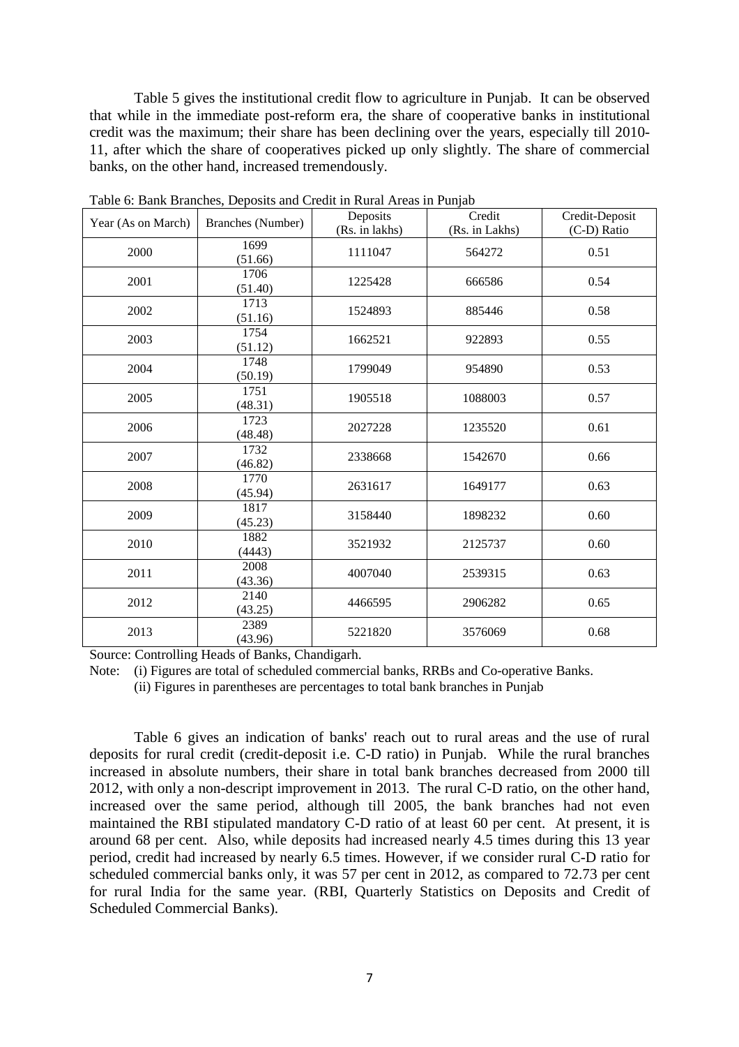Table 5 gives the institutional credit flow to agriculture in Punjab. It can be observed that while in the immediate post-reform era, the share of cooperative banks in institutional credit was the maximum; their share has been declining over the years, especially till 2010-11, after which the share of cooperatives picked up only slightly. The share of commercial banks, on the other hand, increased tremendously.

Table 6: Bank Branches, Deposits and Credit in Rural Areas in Punjab

| Year (As on March) | Branches (Number) | Deposits (Rs. in lakhs) | Credit (Rs. in Lakhs) | Credit-Deposit (C-D) Ratio |
|---|---|---|---|---|
| 2000 | 1699 (51.66) | 1111047 | 564272 | 0.51 |
| 2001 | 1706 (51.40) | 1225428 | 666586 | 0.54 |
| 2002 | 1713 (51.16) | 1524893 | 885446 | 0.58 |
| 2003 | 1754 (51.12) | 1662521 | 922893 | 0.55 |
| 2004 | 1748 (50.19) | 1799049 | 954890 | 0.53 |
| 2005 | 1751 (48.31) | 1905518 | 1088003 | 0.57 |
| 2006 | 1723 (48.48) | 2027228 | 1235520 | 0.61 |
| 2007 | 1732 (46.82) | 2338668 | 1542670 | 0.66 |
| 2008 | 1770 (45.94) | 2631617 | 1649177 | 0.63 |
| 2009 | 1817 (45.23) | 3158440 | 1898232 | 0.60 |
| 2010 | 1882 (4443) | 3521932 | 2125737 | 0.60 |
| 2011 | 2008 (43.36) | 4007040 | 2539315 | 0.63 |
| 2012 | 2140 (43.25) | 4466595 | 2906282 | 0.65 |
| 2013 | 2389 (43.96) | 5221820 | 3576069 | 0.68 |

Source: Controlling Heads of Banks, Chandigarh.

Note: (i) Figures are total of scheduled commercial banks, RRBs and Co-operative Banks.

(ii) Figures in parentheses are percentages to total bank branches in Punjab

Table 6 gives an indication of banks' reach out to rural areas and the use of rural deposits for rural credit (credit-deposit i.e. C-D ratio) in Punjab. While the rural branches increased in absolute numbers, their share in total bank branches decreased from 2000 till 2012, with only a non-descript improvement in 2013. The rural C-D ratio, on the other hand, increased over the same period, although till 2005, the bank branches had not even maintained the RBI stipulated mandatory C-D ratio of at least 60 per cent. At present, it is around 68 per cent. Also, while deposits had increased nearly 4.5 times during this 13 year period, credit had increased by nearly 6.5 times. However, if we consider rural C-D ratio for scheduled commercial banks only, it was 57 per cent in 2012, as compared to 72.73 per cent for rural India for the same year. (RBI, Quarterly Statistics on Deposits and Credit of Scheduled Commercial Banks).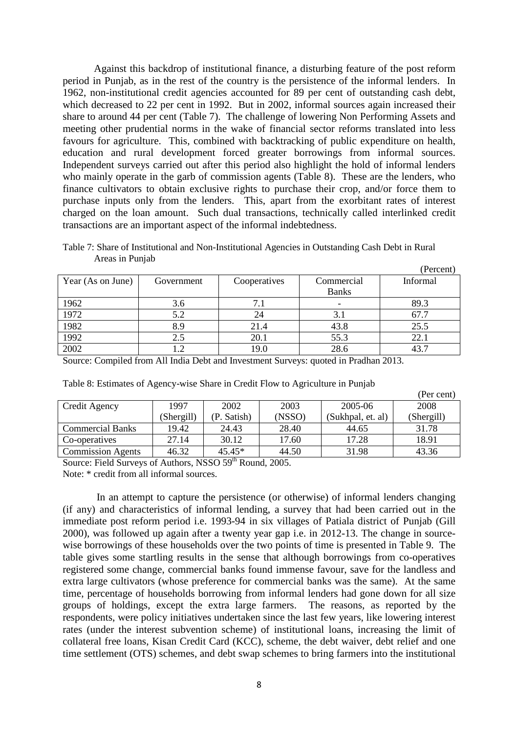Against this backdrop of institutional finance, a disturbing feature of the post reform period in Punjab, as in the rest of the country is the persistence of the informal lenders. In 1962, non-institutional credit agencies accounted for 89 per cent of outstanding cash debt, which decreased to 22 per cent in 1992. But in 2002, informal sources again increased their share to around 44 per cent (Table 7). The challenge of lowering Non Performing Assets and meeting other prudential norms in the wake of financial sector reforms translated into less favours for agriculture. This, combined with backtracking of public expenditure on health, education and rural development forced greater borrowings from informal sources. Independent surveys carried out after this period also highlight the hold of informal lenders who mainly operate in the garb of commission agents (Table 8). These are the lenders, who finance cultivators to obtain exclusive rights to purchase their crop, and/or force them to purchase inputs only from the lenders. This, apart from the exorbitant rates of interest charged on the loan amount. Such dual transactions, technically called interlinked credit transactions are an important aspect of the informal indebtedness.

Table 7: Share of Institutional and Non-Institutional Agencies in Outstanding Cash Debt in Rural Areas in Punjab

(Percent)

| Year (As on June) | Government | Cooperatives | Commercial Banks | Informal |
|---|---|---|---|---|
| 1962 | 3.6 | 7.1 | - | 89.3 |
| 1972 | 5.2 | 24 | 3.1 | 67.7 |
| 1982 | 8.9 | 21.4 | 43.8 | 25.5 |
| 1992 | 2.5 | 20.1 | 55.3 | 22.1 |
| 2002 | 1.2 | 19.0 | 28.6 | 43.7 |

Source: Compiled from All India Debt and Investment Surveys: quoted in Pradhan 2013.

Table 8: Estimates of Agency-wise Share in Credit Flow to Agriculture in Punjab

(Per cent)

| Credit Agency | 1997 (Shergill) | 2002 (P. Satish) | 2003 (NSSO) | 2005-06 (Sukhpal, et. al) | 2008 (Shergill) |
|---|---|---|---|---|---|
| Commercial Banks | 19.42 | 24.43 | 28.40 | 44.65 | 31.78 |
| Co-operatives | 27.14 | 30.12 | 17.60 | 17.28 | 18.91 |
| Commission Agents | 46.32 | 45.45* | 44.50 | 31.98 | 43.36 |

Source: Field Surveys of Authors, NSSO 59th Round, 2005.

Note: * credit from all informal sources.

In an attempt to capture the persistence (or otherwise) of informal lenders changing (if any) and characteristics of informal lending, a survey that had been carried out in the immediate post reform period i.e. 1993-94 in six villages of Patiala district of Punjab (Gill 2000), was followed up again after a twenty year gap i.e. in 2012-13. The change in source-wise borrowings of these households over the two points of time is presented in Table 9. The table gives some startling results in the sense that although borrowings from co-operatives registered some change, commercial banks found immense favour, save for the landless and extra large cultivators (whose preference for commercial banks was the same). At the same time, percentage of households borrowing from informal lenders had gone down for all size groups of holdings, except the extra large farmers. The reasons, as reported by the respondents, were policy initiatives undertaken since the last few years, like lowering interest rates (under the interest subvention scheme) of institutional loans, increasing the limit of collateral free loans, Kisan Credit Card (KCC), scheme, the debt waiver, debt relief and one time settlement (OTS) schemes, and debt swap schemes to bring farmers into the institutional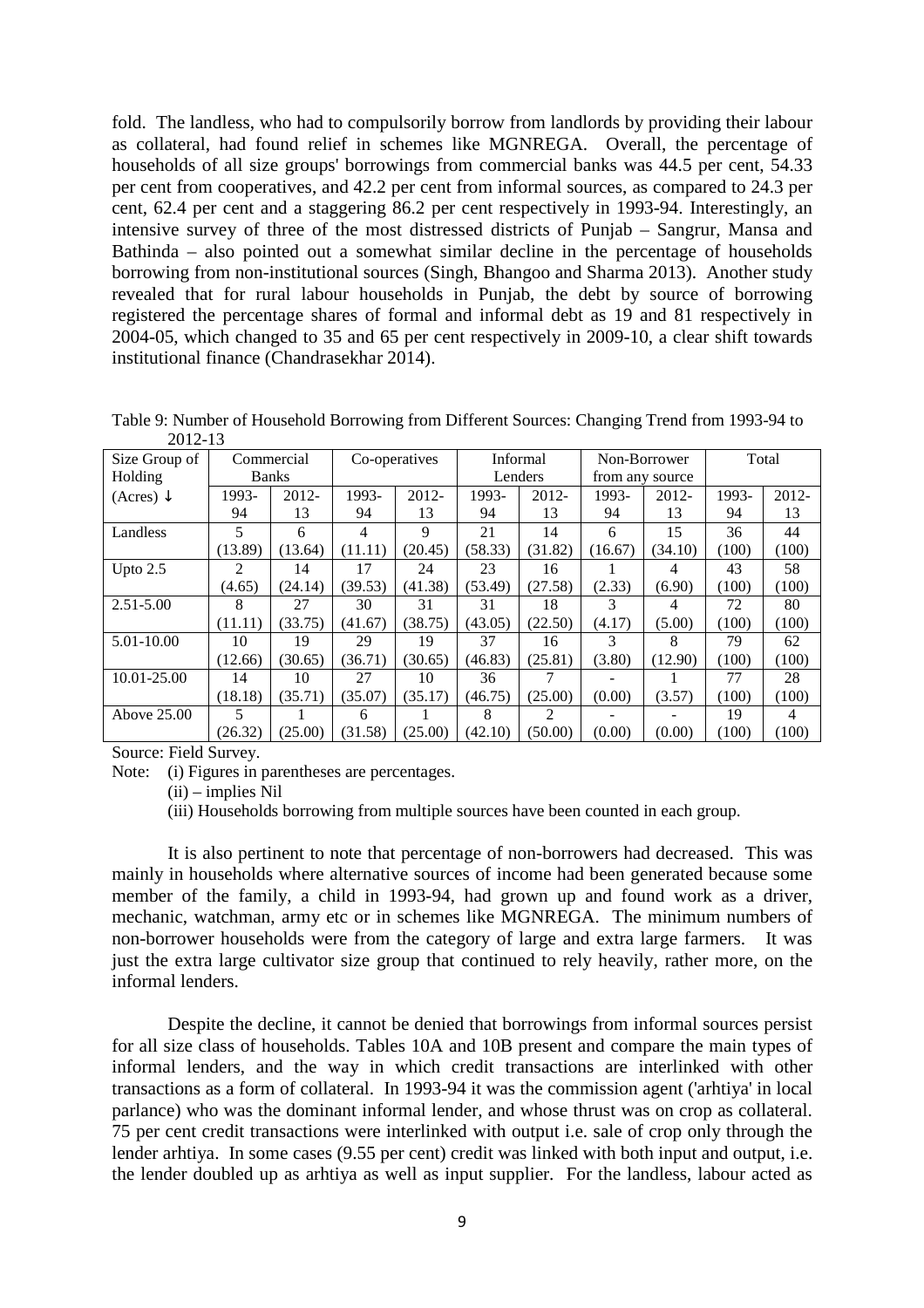fold. The landless, who had to compulsorily borrow from landlords by providing their labour as collateral, had found relief in schemes like MGNREGA. Overall, the percentage of households of all size groups' borrowings from commercial banks was 44.5 per cent, 54.33 per cent from cooperatives, and 42.2 per cent from informal sources, as compared to 24.3 per cent, 62.4 per cent and a staggering 86.2 per cent respectively in 1993-94. Interestingly, an intensive survey of three of the most distressed districts of Punjab – Sangrur, Mansa and Bathinda – also pointed out a somewhat similar decline in the percentage of households borrowing from non-institutional sources (Singh, Bhangoo and Sharma 2013). Another study revealed that for rural labour households in Punjab, the debt by source of borrowing registered the percentage shares of formal and informal debt as 19 and 81 respectively in 2004-05, which changed to 35 and 65 per cent respectively in 2009-10, a clear shift towards institutional finance (Chandrasekhar 2014).

Table 9: Number of Household Borrowing from Different Sources: Changing Trend from 1993-94 to 2012-13

| Size Group of Holding | Commercial Banks | | Co-operatives | | Informal Lenders | | Non-Borrower from any source | | Total | |
|---|---|---|---|---|---|---|---|---|---|---|
| (Acres) ↓ | 1993-94 | 2012-13 | 1993-94 | 2012-13 | 1993-94 | 2012-13 | 1993-94 | 2012-13 | 1993-94 | 2012-13 |
| Landless | 5 (13.89) | 6 (13.64) | 4 (11.11) | 9 (20.45) | 21 (58.33) | 14 (31.82) | 6 (16.67) | 15 (34.10) | 36 (100) | 44 (100) |
| Upto 2.5 | 2 (4.65) | 14 (24.14) | 17 (39.53) | 24 (41.38) | 23 (53.49) | 16 (27.58) | 1 (2.33) | 4 (6.90) | 43 (100) | 58 (100) |
| 2.51-5.00 | 8 (11.11) | 27 (33.75) | 30 (41.67) | 31 (38.75) | 31 (43.05) | 18 (22.50) | 3 (4.17) | 4 (5.00) | 72 (100) | 80 (100) |
| 5.01-10.00 | 10 (12.66) | 19 (30.65) | 29 (36.71) | 19 (30.65) | 37 (46.83) | 16 (25.81) | 3 (3.80) | 8 (12.90) | 79 (100) | 62 (100) |
| 10.01-25.00 | 14 (18.18) | 10 (35.71) | 27 (35.07) | 10 (35.17) | 36 (46.75) | 7 (25.00) | - (0.00) | 1 (3.57) | 77 (100) | 28 (100) |
| Above 25.00 | 5 (26.32) | 1 (25.00) | 6 (31.58) | 1 (25.00) | 8 (42.10) | 2 (50.00) | - (0.00) | - (0.00) | 19 (100) | 4 (100) |

Source: Field Survey.

Note: (i) Figures in parentheses are percentages.

(ii) – implies Nil

(iii) Households borrowing from multiple sources have been counted in each group.

It is also pertinent to note that percentage of non-borrowers had decreased. This was mainly in households where alternative sources of income had been generated because some member of the family, a child in 1993-94, had grown up and found work as a driver, mechanic, watchman, army etc or in schemes like MGNREGA. The minimum numbers of non-borrower households were from the category of large and extra large farmers. It was just the extra large cultivator size group that continued to rely heavily, rather more, on the informal lenders.

Despite the decline, it cannot be denied that borrowings from informal sources persist for all size class of households. Tables 10A and 10B present and compare the main types of informal lenders, and the way in which credit transactions are interlinked with other transactions as a form of collateral. In 1993-94 it was the commission agent ('arhtiya' in local parlance) who was the dominant informal lender, and whose thrust was on crop as collateral. 75 per cent credit transactions were interlinked with output i.e. sale of crop only through the lender arhtiya. In some cases (9.55 per cent) credit was linked with both input and output, i.e. the lender doubled up as arhtiya as well as input supplier. For the landless, labour acted as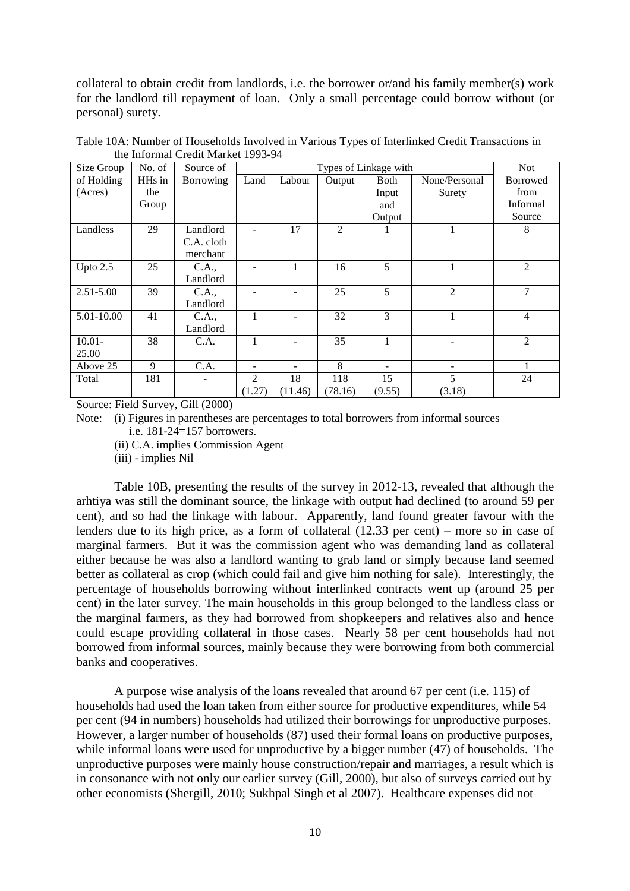collateral to obtain credit from landlords, i.e. the borrower or/and his family member(s) work for the landlord till repayment of loan. Only a small percentage could borrow without (or personal) surety.

Table 10A: Number of Households Involved in Various Types of Interlinked Credit Transactions in the Informal Credit Market 1993-94

| Size Group of Holding (Acres) | No. of HHs in the Group | Source of Borrowing | Types of Linkage with | | | | | Not Borrowed from Informal Source |
|---|---|---|---|---|---|---|---|---|
| | | | Land | Labour | Output | Both Input and Output | None/Personal Surety | |
| Landless | 29 | Landlord C.A. cloth merchant | - | 17 | 2 | 1 | 1 | 8 |
| Upto 2.5 | 25 | C.A., Landlord | - | 1 | 16 | 5 | 1 | 2 |
| 2.51-5.00 | 39 | C.A., Landlord | - | - | 25 | 5 | 2 | 7 |
| 5.01-10.00 | 41 | C.A., Landlord | 1 | - | 32 | 3 | 1 | 4 |
| 10.01-25.00 | 38 | C.A. | 1 | - | 35 | 1 | - | 2 |
| Above 25 | 9 | C.A. | - | - | 8 | - | - | 1 |
| Total | 181 | - | 2 (1.27) | 18 (11.46) | 118 (78.16) | 15 (9.55) | 5 (3.18) | 24 |

Source: Field Survey, Gill (2000)

Note: (i) Figures in parentheses are percentages to total borrowers from informal sources i.e. 181-24=157 borrowers.

(ii) C.A. implies Commission Agent

(iii) - implies Nil

Table 10B, presenting the results of the survey in 2012-13, revealed that although the arhtiya was still the dominant source, the linkage with output had declined (to around 59 per cent), and so had the linkage with labour. Apparently, land found greater favour with the lenders due to its high price, as a form of collateral (12.33 per cent) – more so in case of marginal farmers. But it was the commission agent who was demanding land as collateral either because he was also a landlord wanting to grab land or simply because land seemed better as collateral as crop (which could fail and give him nothing for sale). Interestingly, the percentage of households borrowing without interlinked contracts went up (around 25 per cent) in the later survey. The main households in this group belonged to the landless class or the marginal farmers, as they had borrowed from shopkeepers and relatives also and hence could escape providing collateral in those cases. Nearly 58 per cent households had not borrowed from informal sources, mainly because they were borrowing from both commercial banks and cooperatives.

A purpose wise analysis of the loans revealed that around 67 per cent (i.e. 115) of households had used the loan taken from either source for productive expenditures, while 54 per cent (94 in numbers) households had utilized their borrowings for unproductive purposes. However, a larger number of households (87) used their formal loans on productive purposes, while informal loans were used for unproductive by a bigger number (47) of households. The unproductive purposes were mainly house construction/repair and marriages, a result which is in consonance with not only our earlier survey (Gill, 2000), but also of surveys carried out by other economists (Shergill, 2010; Sukhpal Singh et al 2007). Healthcare expenses did not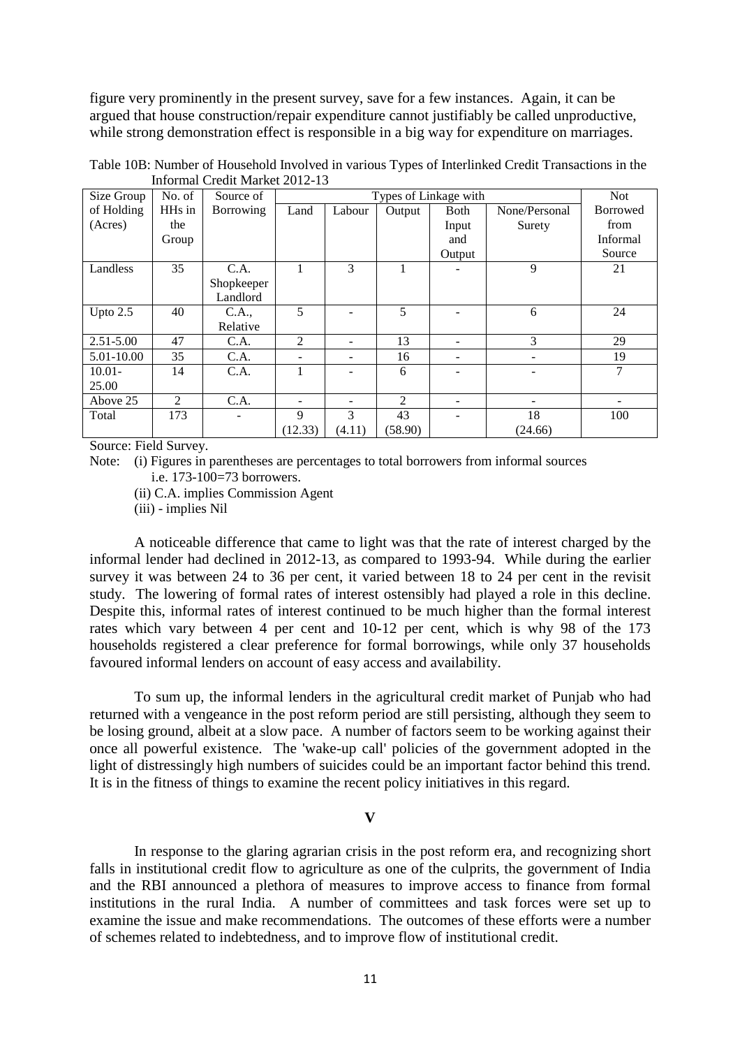figure very prominently in the present survey, save for a few instances. Again, it can be argued that house construction/repair expenditure cannot justifiably be called unproductive, while strong demonstration effect is responsible in a big way for expenditure on marriages.

Table 10B: Number of Household Involved in various Types of Interlinked Credit Transactions in the Informal Credit Market 2012-13

| Size Group of Holding (Acres) | No. of HHs in the Group | Source of Borrowing | Types of Linkage with | | | | | Not Borrowed from Informal Source |
|---|---|---|---|---|---|---|---|---|
| | | | Land | Labour | Output | Both Input and Output | None/Personal Surety | |
| Landless | 35 | C.A. Shopkeeper Landlord | 1 | 3 | 1 | - | 9 | 21 |
| Upto 2.5 | 40 | C.A., Relative | 5 | - | 5 | - | 6 | 24 |
| 2.51-5.00 | 47 | C.A. | 2 | - | 13 | - | 3 | 29 |
| 5.01-10.00 | 35 | C.A. | - | - | 16 | - | - | 19 |
| 10.01-25.00 | 14 | C.A. | 1 | - | 6 | - | - | 7 |
| Above 25 | 2 | C.A. | - | - | 2 | - | - | - |
| Total | 173 | - | 9 (12.33) | 3 (4.11) | 43 (58.90) | - | 18 (24.66) | 100 |

Source: Field Survey.

Note: (i) Figures in parentheses are percentages to total borrowers from informal sources i.e. 173-100=73 borrowers.

(ii) C.A. implies Commission Agent

(iii) - implies Nil

A noticeable difference that came to light was that the rate of interest charged by the informal lender had declined in 2012-13, as compared to 1993-94. While during the earlier survey it was between 24 to 36 per cent, it varied between 18 to 24 per cent in the revisit study. The lowering of formal rates of interest ostensibly had played a role in this decline. Despite this, informal rates of interest continued to be much higher than the formal interest rates which vary between 4 per cent and 10-12 per cent, which is why 98 of the 173 households registered a clear preference for formal borrowings, while only 37 households favoured informal lenders on account of easy access and availability.

To sum up, the informal lenders in the agricultural credit market of Punjab who had returned with a vengeance in the post reform period are still persisting, although they seem to be losing ground, albeit at a slow pace. A number of factors seem to be working against their once all powerful existence. The 'wake-up call' policies of the government adopted in the light of distressingly high numbers of suicides could be an important factor behind this trend. It is in the fitness of things to examine the recent policy initiatives in this regard.

## V

In response to the glaring agrarian crisis in the post reform era, and recognizing short falls in institutional credit flow to agriculture as one of the culprits, the government of India and the RBI announced a plethora of measures to improve access to finance from formal institutions in the rural India. A number of committees and task forces were set up to examine the issue and make recommendations. The outcomes of these efforts were a number of schemes related to indebtedness, and to improve flow of institutional credit.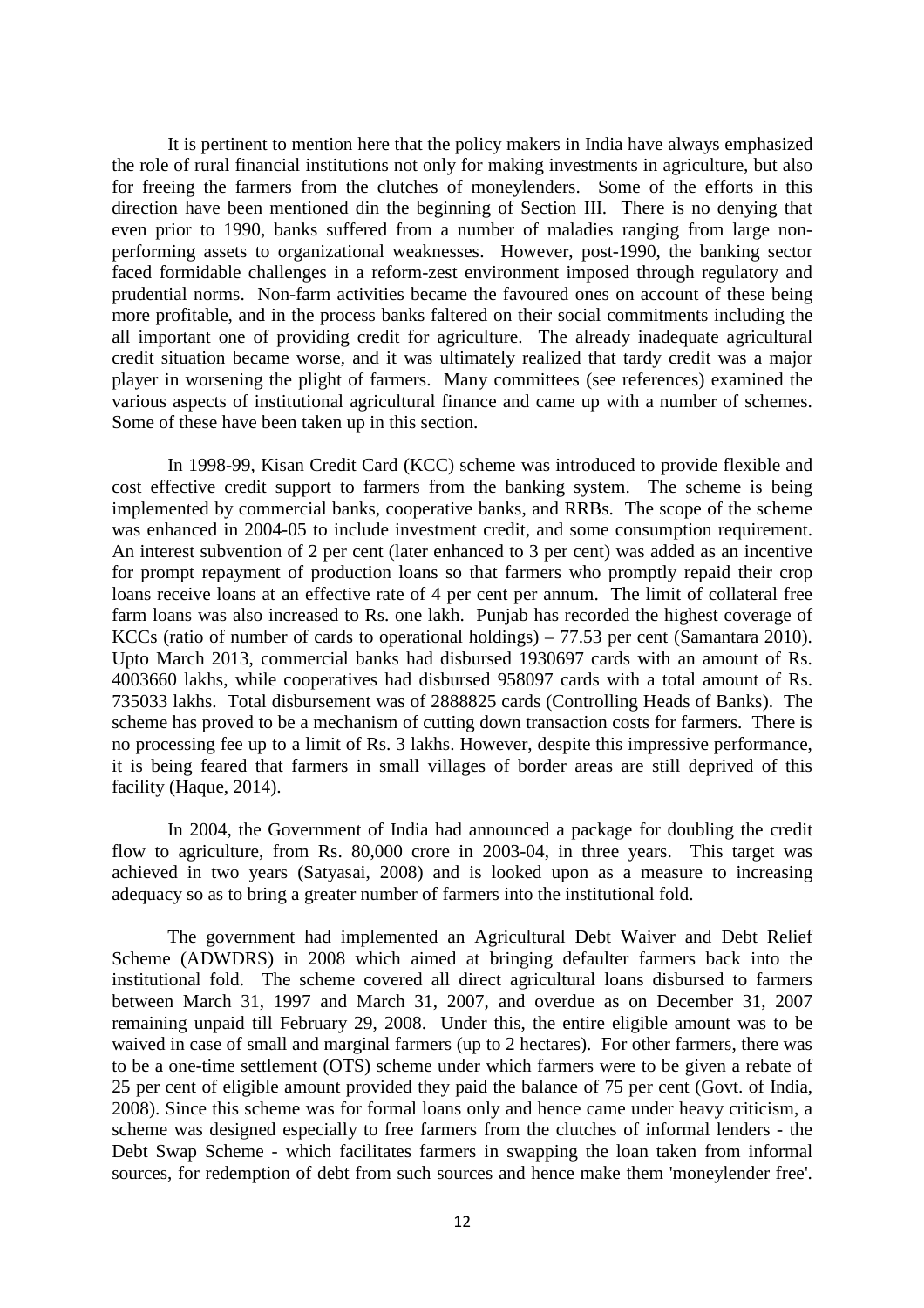It is pertinent to mention here that the policy makers in India have always emphasized the role of rural financial institutions not only for making investments in agriculture, but also for freeing the farmers from the clutches of moneylenders. Some of the efforts in this direction have been mentioned din the beginning of Section III. There is no denying that even prior to 1990, banks suffered from a number of maladies ranging from large non-performing assets to organizational weaknesses. However, post-1990, the banking sector faced formidable challenges in a reform-zest environment imposed through regulatory and prudential norms. Non-farm activities became the favoured ones on account of these being more profitable, and in the process banks faltered on their social commitments including the all important one of providing credit for agriculture. The already inadequate agricultural credit situation became worse, and it was ultimately realized that tardy credit was a major player in worsening the plight of farmers. Many committees (see references) examined the various aspects of institutional agricultural finance and came up with a number of schemes. Some of these have been taken up in this section.

In 1998-99, Kisan Credit Card (KCC) scheme was introduced to provide flexible and cost effective credit support to farmers from the banking system. The scheme is being implemented by commercial banks, cooperative banks, and RRBs. The scope of the scheme was enhanced in 2004-05 to include investment credit, and some consumption requirement. An interest subvention of 2 per cent (later enhanced to 3 per cent) was added as an incentive for prompt repayment of production loans so that farmers who promptly repaid their crop loans receive loans at an effective rate of 4 per cent per annum. The limit of collateral free farm loans was also increased to Rs. one lakh. Punjab has recorded the highest coverage of KCCs (ratio of number of cards to operational holdings) – 77.53 per cent (Samantara 2010). Upto March 2013, commercial banks had disbursed 1930697 cards with an amount of Rs. 4003660 lakhs, while cooperatives had disbursed 958097 cards with a total amount of Rs. 735033 lakhs. Total disbursement was of 2888825 cards (Controlling Heads of Banks). The scheme has proved to be a mechanism of cutting down transaction costs for farmers. There is no processing fee up to a limit of Rs. 3 lakhs. However, despite this impressive performance, it is being feared that farmers in small villages of border areas are still deprived of this facility (Haque, 2014).

In 2004, the Government of India had announced a package for doubling the credit flow to agriculture, from Rs. 80,000 crore in 2003-04, in three years. This target was achieved in two years (Satyasai, 2008) and is looked upon as a measure to increasing adequacy so as to bring a greater number of farmers into the institutional fold.

The government had implemented an Agricultural Debt Waiver and Debt Relief Scheme (ADWDRS) in 2008 which aimed at bringing defaulter farmers back into the institutional fold. The scheme covered all direct agricultural loans disbursed to farmers between March 31, 1997 and March 31, 2007, and overdue as on December 31, 2007 remaining unpaid till February 29, 2008. Under this, the entire eligible amount was to be waived in case of small and marginal farmers (up to 2 hectares). For other farmers, there was to be a one-time settlement (OTS) scheme under which farmers were to be given a rebate of 25 per cent of eligible amount provided they paid the balance of 75 per cent (Govt. of India, 2008). Since this scheme was for formal loans only and hence came under heavy criticism, a scheme was designed especially to free farmers from the clutches of informal lenders - the Debt Swap Scheme - which facilitates farmers in swapping the loan taken from informal sources, for redemption of debt from such sources and hence make them 'moneylender free'.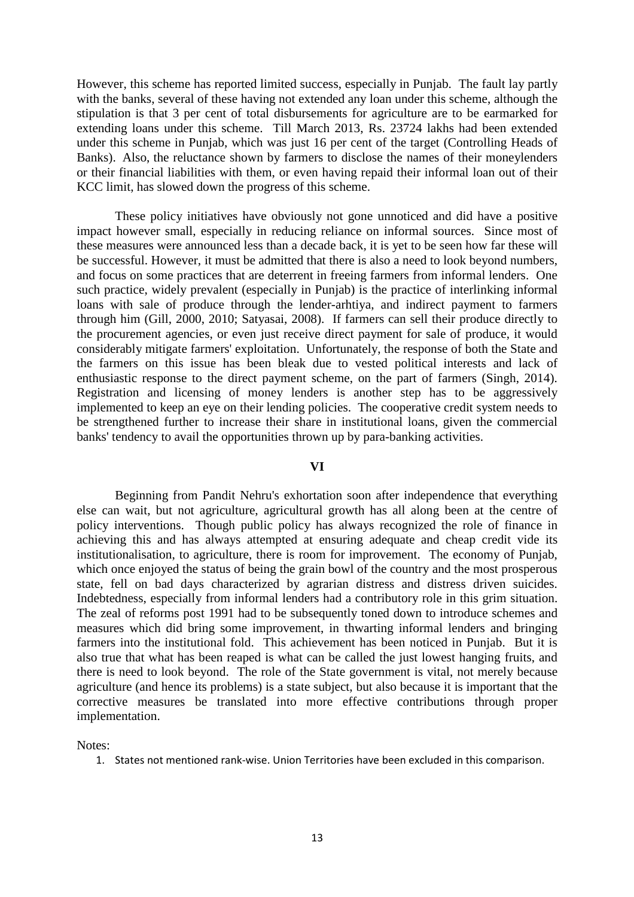However, this scheme has reported limited success, especially in Punjab. The fault lay partly with the banks, several of these having not extended any loan under this scheme, although the stipulation is that 3 per cent of total disbursements for agriculture are to be earmarked for extending loans under this scheme. Till March 2013, Rs. 23724 lakhs had been extended under this scheme in Punjab, which was just 16 per cent of the target (Controlling Heads of Banks). Also, the reluctance shown by farmers to disclose the names of their moneylenders or their financial liabilities with them, or even having repaid their informal loan out of their KCC limit, has slowed down the progress of this scheme.

These policy initiatives have obviously not gone unnoticed and did have a positive impact however small, especially in reducing reliance on informal sources. Since most of these measures were announced less than a decade back, it is yet to be seen how far these will be successful. However, it must be admitted that there is also a need to look beyond numbers, and focus on some practices that are deterrent in freeing farmers from informal lenders. One such practice, widely prevalent (especially in Punjab) is the practice of interlinking informal loans with sale of produce through the lender-arhtiya, and indirect payment to farmers through him (Gill, 2000, 2010; Satyasai, 2008). If farmers can sell their produce directly to the procurement agencies, or even just receive direct payment for sale of produce, it would considerably mitigate farmers' exploitation. Unfortunately, the response of both the State and the farmers on this issue has been bleak due to vested political interests and lack of enthusiastic response to the direct payment scheme, on the part of farmers (Singh, 2014). Registration and licensing of money lenders is another step has to be aggressively implemented to keep an eye on their lending policies. The cooperative credit system needs to be strengthened further to increase their share in institutional loans, given the commercial banks' tendency to avail the opportunities thrown up by para-banking activities.

## VI

Beginning from Pandit Nehru's exhortation soon after independence that everything else can wait, but not agriculture, agricultural growth has all along been at the centre of policy interventions. Though public policy has always recognized the role of finance in achieving this and has always attempted at ensuring adequate and cheap credit vide its institutionalisation, to agriculture, there is room for improvement. The economy of Punjab, which once enjoyed the status of being the grain bowl of the country and the most prosperous state, fell on bad days characterized by agrarian distress and distress driven suicides. Indebtedness, especially from informal lenders had a contributory role in this grim situation. The zeal of reforms post 1991 had to be subsequently toned down to introduce schemes and measures which did bring some improvement, in thwarting informal lenders and bringing farmers into the institutional fold. This achievement has been noticed in Punjab. But it is also true that what has been reaped is what can be called the just lowest hanging fruits, and there is need to look beyond. The role of the State government is vital, not merely because agriculture (and hence its problems) is a state subject, but also because it is important that the corrective measures be translated into more effective contributions through proper implementation.

Notes:

1. States not mentioned rank-wise. Union Territories have been excluded in this comparison.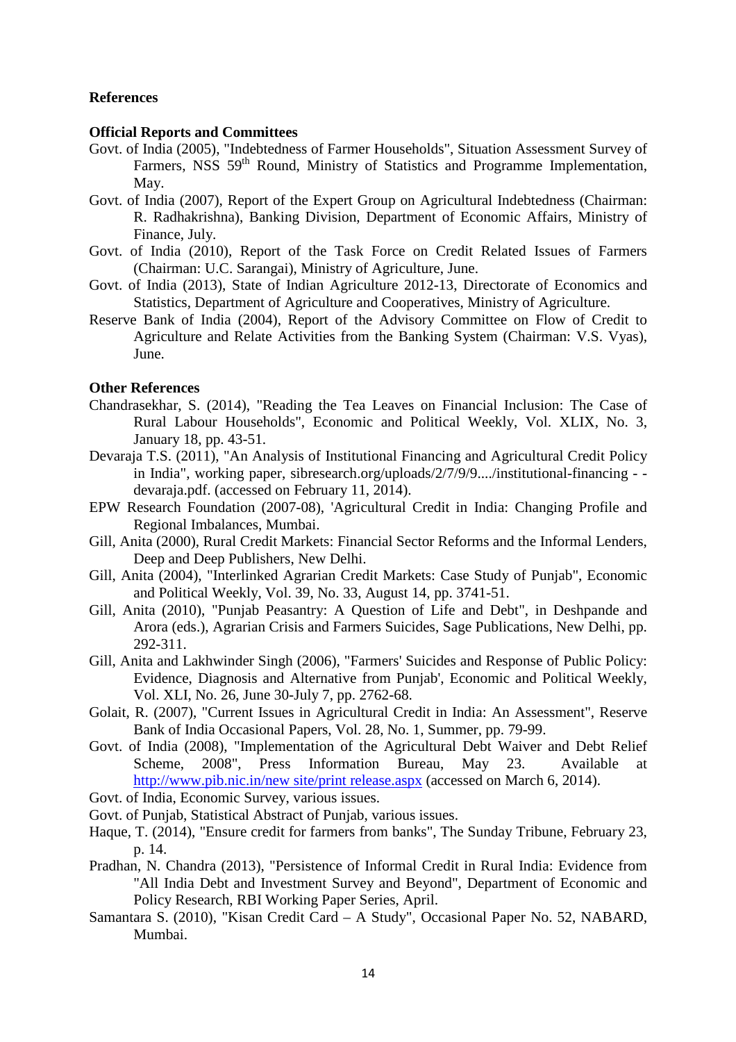## References

### Official Reports and Committees

Govt. of India (2005), "Indebtedness of Farmer Households", Situation Assessment Survey of Farmers, NSS 59th Round, Ministry of Statistics and Programme Implementation, May.

Govt. of India (2007), Report of the Expert Group on Agricultural Indebtedness (Chairman: R. Radhakrishna), Banking Division, Department of Economic Affairs, Ministry of Finance, July.

Govt. of India (2010), Report of the Task Force on Credit Related Issues of Farmers (Chairman: U.C. Sarangai), Ministry of Agriculture, June.

Govt. of India (2013), State of Indian Agriculture 2012-13, Directorate of Economics and Statistics, Department of Agriculture and Cooperatives, Ministry of Agriculture.

Reserve Bank of India (2004), Report of the Advisory Committee on Flow of Credit to Agriculture and Relate Activities from the Banking System (Chairman: V.S. Vyas), June.

### Other References

Chandrasekhar, S. (2014), "Reading the Tea Leaves on Financial Inclusion: The Case of Rural Labour Households", Economic and Political Weekly, Vol. XLIX, No. 3, January 18, pp. 43-51.

Devaraja T.S. (2011), "An Analysis of Institutional Financing and Agricultural Credit Policy in India", working paper, sibresearch.org/uploads/2/7/9/9..../institutional-financing - -devaraja.pdf. (accessed on February 11, 2014).

EPW Research Foundation (2007-08), 'Agricultural Credit in India: Changing Profile and Regional Imbalances, Mumbai.

Gill, Anita (2000), Rural Credit Markets: Financial Sector Reforms and the Informal Lenders, Deep and Deep Publishers, New Delhi.

Gill, Anita (2004), "Interlinked Agrarian Credit Markets: Case Study of Punjab", Economic and Political Weekly, Vol. 39, No. 33, August 14, pp. 3741-51.

Gill, Anita (2010), "Punjab Peasantry: A Question of Life and Debt", in Deshpande and Arora (eds.), Agrarian Crisis and Farmers Suicides, Sage Publications, New Delhi, pp. 292-311.

Gill, Anita and Lakhwinder Singh (2006), "Farmers' Suicides and Response of Public Policy: Evidence, Diagnosis and Alternative from Punjab', Economic and Political Weekly, Vol. XLI, No. 26, June 30-July 7, pp. 2762-68.

Golait, R. (2007), "Current Issues in Agricultural Credit in India: An Assessment", Reserve Bank of India Occasional Papers, Vol. 28, No. 1, Summer, pp. 79-99.

Govt. of India (2008), "Implementation of the Agricultural Debt Waiver and Debt Relief Scheme, 2008", Press Information Bureau, May 23. Available at http://www.pib.nic.in/new site/print release.aspx (accessed on March 6, 2014).

Govt. of India, Economic Survey, various issues.

Govt. of Punjab, Statistical Abstract of Punjab, various issues.

Haque, T. (2014), "Ensure credit for farmers from banks", The Sunday Tribune, February 23, p. 14.

Pradhan, N. Chandra (2013), "Persistence of Informal Credit in Rural India: Evidence from "All India Debt and Investment Survey and Beyond", Department of Economic and Policy Research, RBI Working Paper Series, April.

Samantara S. (2010), "Kisan Credit Card – A Study", Occasional Paper No. 52, NABARD, Mumbai.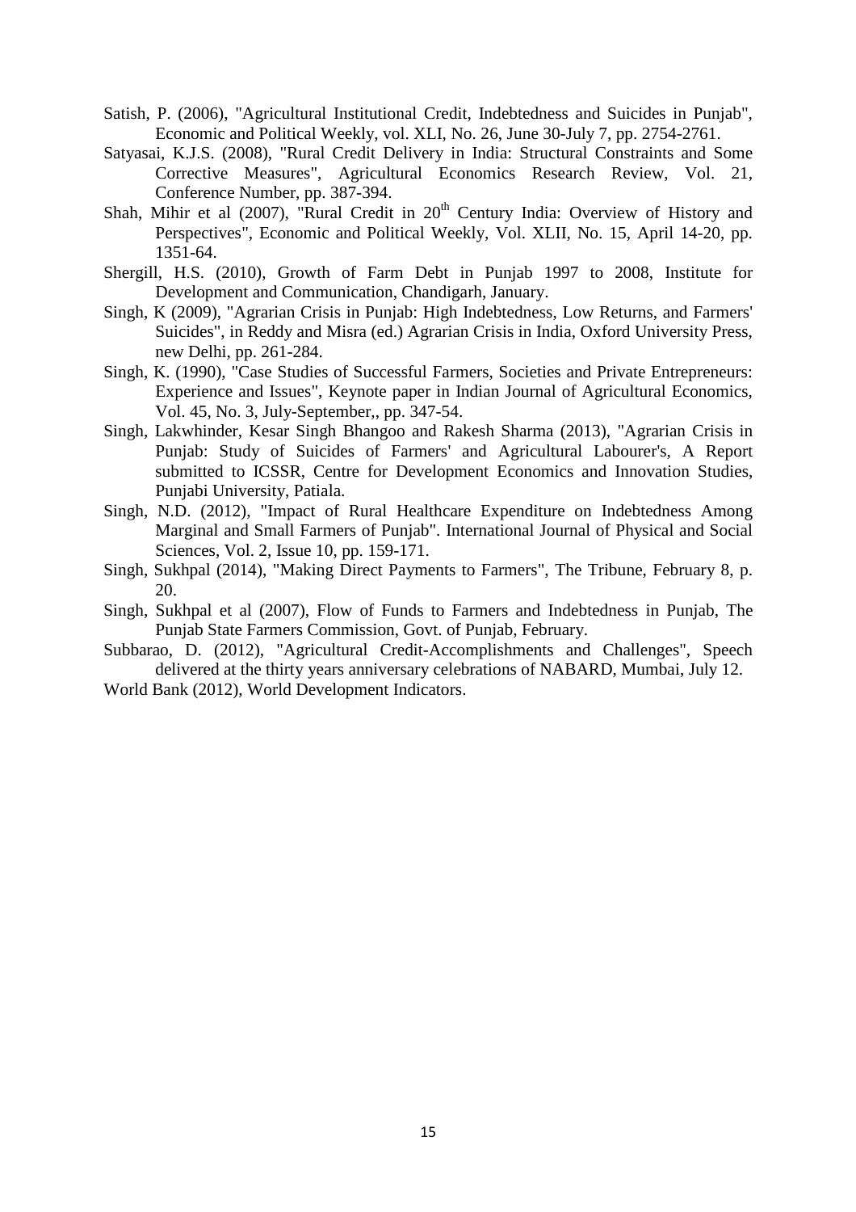Satish, P. (2006), "Agricultural Institutional Credit, Indebtedness and Suicides in Punjab", Economic and Political Weekly, vol. XLI, No. 26, June 30-July 7, pp. 2754-2761.

Satyasai, K.J.S. (2008), "Rural Credit Delivery in India: Structural Constraints and Some Corrective Measures", Agricultural Economics Research Review, Vol. 21, Conference Number, pp. 387-394.

Shah, Mihir et al (2007), "Rural Credit in 20th Century India: Overview of History and Perspectives", Economic and Political Weekly, Vol. XLII, No. 15, April 14-20, pp. 1351-64.

Shergill, H.S. (2010), Growth of Farm Debt in Punjab 1997 to 2008, Institute for Development and Communication, Chandigarh, January.

Singh, K (2009), "Agrarian Crisis in Punjab: High Indebtedness, Low Returns, and Farmers' Suicides", in Reddy and Misra (ed.) Agrarian Crisis in India, Oxford University Press, new Delhi, pp. 261-284.

Singh, K. (1990), "Case Studies of Successful Farmers, Societies and Private Entrepreneurs: Experience and Issues", Keynote paper in Indian Journal of Agricultural Economics, Vol. 45, No. 3, July-September,, pp. 347-54.

Singh, Lakwhinder, Kesar Singh Bhangoo and Rakesh Sharma (2013), "Agrarian Crisis in Punjab: Study of Suicides of Farmers' and Agricultural Labourer's, A Report submitted to ICSSR, Centre for Development Economics and Innovation Studies, Punjabi University, Patiala.

Singh, N.D. (2012), "Impact of Rural Healthcare Expenditure on Indebtedness Among Marginal and Small Farmers of Punjab". International Journal of Physical and Social Sciences, Vol. 2, Issue 10, pp. 159-171.

Singh, Sukhpal (2014), "Making Direct Payments to Farmers", The Tribune, February 8, p. 20.

Singh, Sukhpal et al (2007), Flow of Funds to Farmers and Indebtedness in Punjab, The Punjab State Farmers Commission, Govt. of Punjab, February.

Subbarao, D. (2012), "Agricultural Credit-Accomplishments and Challenges", Speech delivered at the thirty years anniversary celebrations of NABARD, Mumbai, July 12.

World Bank (2012), World Development Indicators.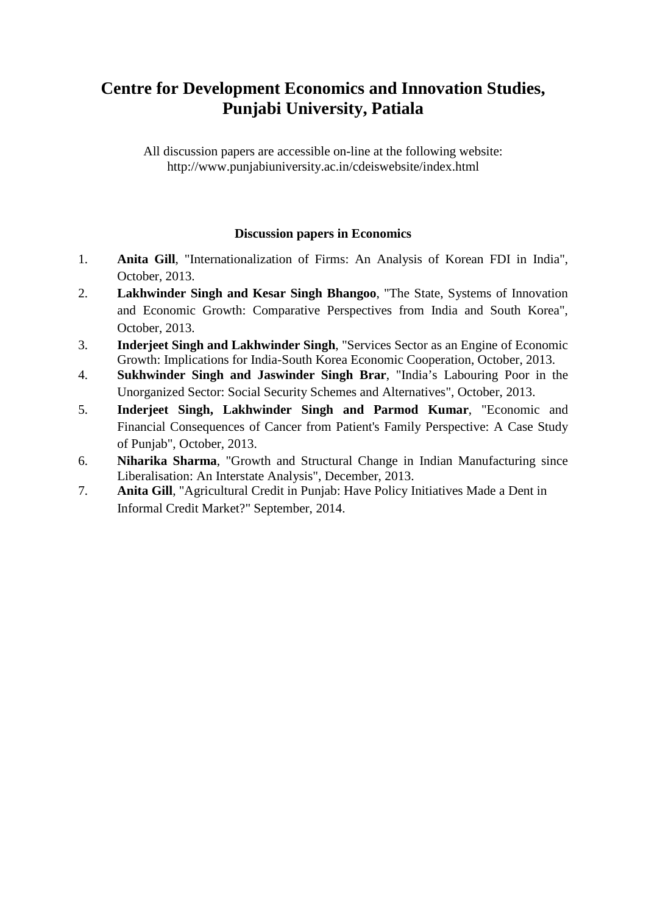# Centre for Development Economics and Innovation Studies, Punjabi University, Patiala

All discussion papers are accessible on-line at the following website:
http://www.punjabiuniversity.ac.in/cdeiswebsite/index.html

## Discussion papers in Economics

1. **Anita Gill**, "Internationalization of Firms: An Analysis of Korean FDI in India", October, 2013.
2. **Lakhwinder Singh and Kesar Singh Bhangoo**, "The State, Systems of Innovation and Economic Growth: Comparative Perspectives from India and South Korea", October, 2013.
3. **Inderjeet Singh and Lakhwinder Singh**, "Services Sector as an Engine of Economic Growth: Implications for India-South Korea Economic Cooperation, October, 2013.
4. **Sukhwinder Singh and Jaswinder Singh Brar**, "India's Labouring Poor in the Unorganized Sector: Social Security Schemes and Alternatives", October, 2013.
5. **Inderjeet Singh, Lakhwinder Singh and Parmod Kumar**, "Economic and Financial Consequences of Cancer from Patient's Family Perspective: A Case Study of Punjab", October, 2013.
6. **Niharika Sharma**, "Growth and Structural Change in Indian Manufacturing since Liberalisation: An Interstate Analysis", December, 2013.
7. **Anita Gill**, "Agricultural Credit in Punjab: Have Policy Initiatives Made a Dent in Informal Credit Market?" September, 2014.